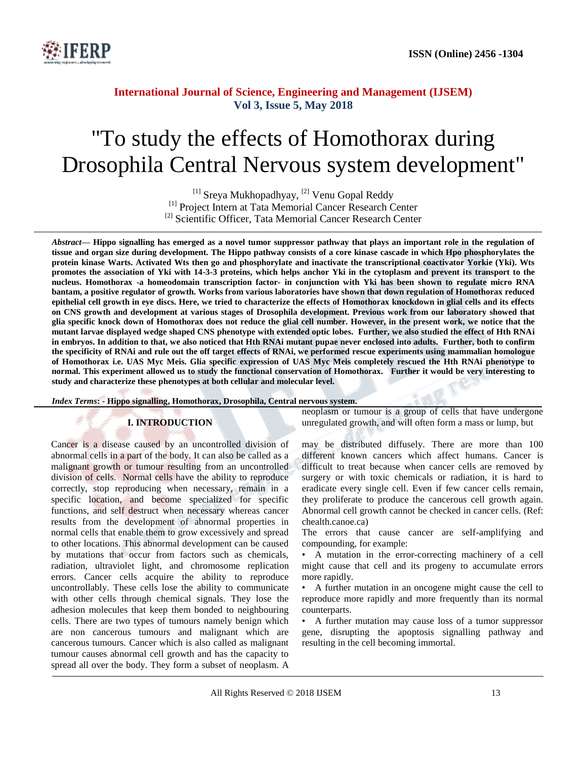# "To study the effects of Homothorax during Drosophila Central Nervous system development"

[1] Sreya Mukhopadhyay, [2] Venu Gopal Reddy
[1] Project Intern at Tata Memorial Cancer Research Center
[2] Scientific Officer, Tata Memorial Cancer Research Center

***Abstract*— Hippo signalling has emerged as a novel tumor suppressor pathway that plays an important role in the regulation of tissue and organ size during development. The Hippo pathway consists of a core kinase cascade in which Hpo phosphorylates the protein kinase Warts. Activated Wts then go and phosphorylate and inactivate the transcriptional coactivator Yorkie (Yki). Wts promotes the association of Yki with 14-3-3 proteins, which helps anchor Yki in the cytoplasm and prevent its transport to the nucleus. Homothorax -a homeodomain transcription factor- in conjunction with Yki has been shown to regulate micro RNA bantam, a positive regulator of growth. Works from various laboratories have shown that down regulation of Homothorax reduced epithelial cell growth in eye discs. Here, we tried to characterize the effects of Homothorax knockdown in glial cells and its effects on CNS growth and development at various stages of Drosophila development. Previous work from our laboratory showed that glia specific knock down of Homothorax does not reduce the glial cell number. However, in the present work, we notice that the mutant larvae displayed wedge shaped CNS phenotype with extended optic lobes. Further, we also studied the effect of Hth RNAi in embryos. In addition to that, we also noticed that Hth RNAi mutant pupae never enclosed into adults. Further, both to confirm the specificity of RNAi and rule out the off target effects of RNAi, we performed rescue experiments using mammalian homologue of Homothorax i.e. UAS Myc Meis. Glia specific expression of UAS Myc Meis completely rescued the Hth RNAi phenotype to normal. This experiment allowed us to study the functional conservation of Homothorax. Further it would be very interesting to study and characterize these phenotypes at both cellular and molecular level.**

***Index Terms*: - Hippo signalling, Homothorax, Drosophila, Central nervous system.**

## I. INTRODUCTION

Cancer is a disease caused by an uncontrolled division of abnormal cells in a part of the body. It can also be called as a malignant growth or tumour resulting from an uncontrolled division of cells. Normal cells have the ability to reproduce correctly, stop reproducing when necessary, remain in a specific location, and become specialized for specific functions, and self destruct when necessary whereas cancer results from the development of abnormal properties in normal cells that enable them to grow excessively and spread to other locations. This abnormal development can be caused by mutations that occur from factors such as chemicals, radiation, ultraviolet light, and chromosome replication errors. Cancer cells acquire the ability to reproduce uncontrollably. These cells lose the ability to communicate with other cells through chemical signals. They lose the adhesion molecules that keep them bonded to neighbouring cells. There are two types of tumours namely benign which are non cancerous tumours and malignant which are cancerous tumours. Cancer which is also called as malignant tumour causes abnormal cell growth and has the capacity to spread all over the body. They form a subset of neoplasm. A neoplasm or tumour is a group of cells that have undergone unregulated growth, and will often form a mass or lump, but may be distributed diffusely. There are more than 100 different known cancers which affect humans. Cancer is difficult to treat because when cancer cells are removed by surgery or with toxic chemicals or radiation, it is hard to eradicate every single cell. Even if few cancer cells remain, they proliferate to produce the cancerous cell growth again. Abnormal cell growth cannot be checked in cancer cells. (Ref: chealth.canoe.ca)

The errors that cause cancer are self-amplifying and compounding, for example:

- A mutation in the error-correcting machinery of a cell might cause that cell and its progeny to accumulate errors more rapidly.
- A further mutation in an oncogene might cause the cell to reproduce more rapidly and more frequently than its normal counterparts.
- A further mutation may cause loss of a tumor suppressor gene, disrupting the apoptosis signalling pathway and resulting in the cell becoming immortal.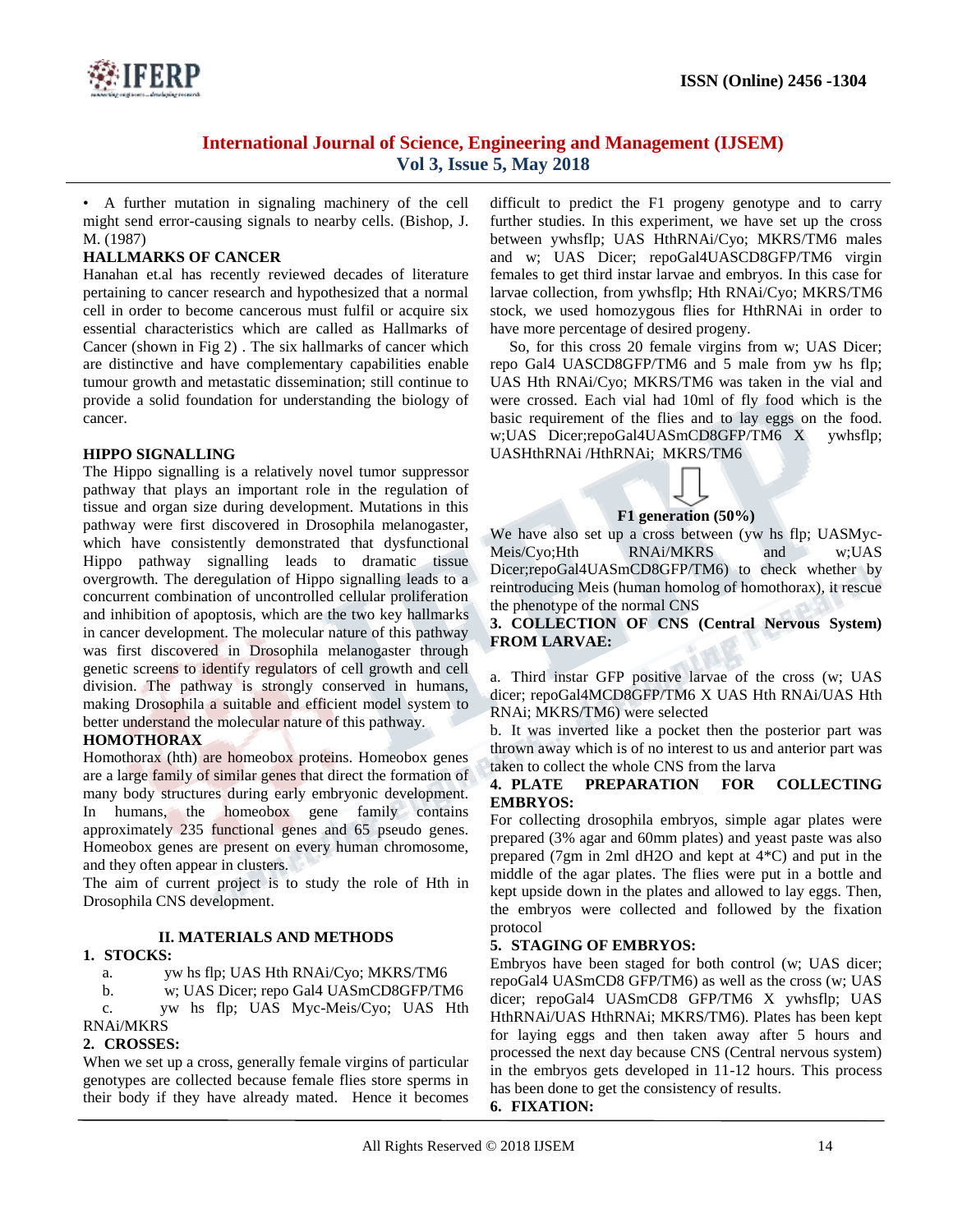• A further mutation in signaling machinery of the cell might send error-causing signals to nearby cells. (Bishop, J. M. (1987)

**HALLMARKS OF CANCER**

Hanahan et.al has recently reviewed decades of literature pertaining to cancer research and hypothesized that a normal cell in order to become cancerous must fulfil or acquire six essential characteristics which are called as Hallmarks of Cancer (shown in Fig 2) . The six hallmarks of cancer which are distinctive and have complementary capabilities enable tumour growth and metastatic dissemination; still continue to provide a solid foundation for understanding the biology of cancer.

**HIPPO SIGNALLING**

The Hippo signalling is a relatively novel tumor suppressor pathway that plays an important role in the regulation of tissue and organ size during development. Mutations in this pathway were first discovered in Drosophila melanogaster, which have consistently demonstrated that dysfunctional Hippo pathway signalling leads to dramatic tissue overgrowth. The deregulation of Hippo signalling leads to a concurrent combination of uncontrolled cellular proliferation and inhibition of apoptosis, which are the two key hallmarks in cancer development. The molecular nature of this pathway was first discovered in Drosophila melanogaster through genetic screens to identify regulators of cell growth and cell division. The pathway is strongly conserved in humans, making Drosophila a suitable and efficient model system to better understand the molecular nature of this pathway.

**HOMOTHORAX**

Homothorax (hth) are homeobox proteins. Homeobox genes are a large family of similar genes that direct the formation of many body structures during early embryonic development. In humans, the homeobox gene family contains approximately 235 functional genes and 65 pseudo genes. Homeobox genes are present on every human chromosome, and they often appear in clusters.

The aim of current project is to study the role of Hth in Drosophila CNS development.

## II. MATERIALS AND METHODS

**1. STOCKS:**

a. yw hs flp; UAS Hth RNAi/Cyo; MKRS/TM6

b. w; UAS Dicer; repo Gal4 UASmCD8GFP/TM6

c. yw hs flp; UAS Myc-Meis/Cyo; UAS Hth RNAi/MKRS

**2. CROSSES:**

When we set up a cross, generally female virgins of particular genotypes are collected because female flies store sperms in their body if they have already mated. Hence it becomes difficult to predict the F1 progeny genotype and to carry further studies. In this experiment, we have set up the cross between ywhsflp; UAS HthRNAi/Cyo; MKRS/TM6 males and w; UAS Dicer; repoGal4UASCD8GFP/TM6 virgin females to get third instar larvae and embryos. In this case for larvae collection, from ywhsflp; Hth RNAi/Cyo; MKRS/TM6 stock, we used homozygous flies for HthRNAi in order to have more percentage of desired progeny.

So, for this cross 20 female virgins from w; UAS Dicer; repo Gal4 UASCD8GFP/TM6 and 5 male from yw hs flp; UAS Hth RNAi/Cyo; MKRS/TM6 was taken in the vial and were crossed. Each vial had 10ml of fly food which is the basic requirement of the flies and to lay eggs on the food. w;UAS Dicer;repoGal4UASmCD8GFP/TM6 X ywhsflp; UASHthRNAi /HthRNAi; MKRS/TM6

⇩

**F1 generation (50%)**

We have also set up a cross between (yw hs flp; UASMyc-Meis/Cyo;Hth RNAi/MKRS and w;UAS Dicer;repoGal4UASmCD8GFP/TM6) to check whether by reintroducing Meis (human homolog of homothorax), it rescue the phenotype of the normal CNS

**3. COLLECTION OF CNS (Central Nervous System) FROM LARVAE:**

a. Third instar GFP positive larvae of the cross (w; UAS dicer; repoGal4MCD8GFP/TM6 X UAS Hth RNAi/UAS Hth RNAi; MKRS/TM6) were selected

b. It was inverted like a pocket then the posterior part was thrown away which is of no interest to us and anterior part was taken to collect the whole CNS from the larva

**4. PLATE PREPARATION FOR COLLECTING EMBRYOS:**

For collecting drosophila embryos, simple agar plates were prepared (3% agar and 60mm plates) and yeast paste was also prepared (7gm in 2ml dH2O and kept at 4*C) and put in the middle of the agar plates. The flies were put in a bottle and kept upside down in the plates and allowed to lay eggs. Then, the embryos were collected and followed by the fixation protocol

**5. STAGING OF EMBRYOS:**

Embryos have been staged for both control (w; UAS dicer; repoGal4 UASmCD8 GFP/TM6) as well as the cross (w; UAS dicer; repoGal4 UASmCD8 GFP/TM6 X ywhsflp; UAS HthRNAi/UAS HthRNAi; MKRS/TM6). Plates has been kept for laying eggs and then taken away after 5 hours and processed the next day because CNS (Central nervous system) in the embryos gets developed in 11-12 hours. This process has been done to get the consistency of results.

**6. FIXATION:**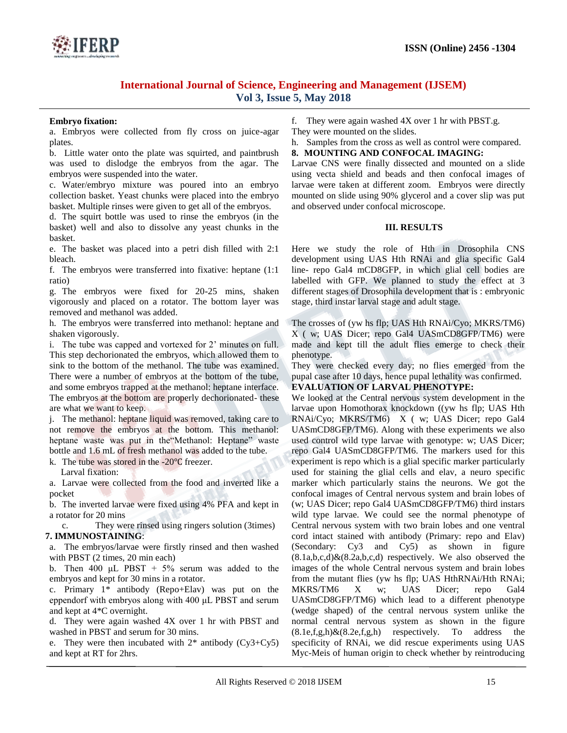**Embryo fixation:**

a. Embryos were collected from fly cross on juice-agar plates.

b. Little water onto the plate was squirted, and paintbrush was used to dislodge the embryos from the agar. The embryos were suspended into the water.

c. Water/embryo mixture was poured into an embryo collection basket. Yeast chunks were placed into the embryo basket. Multiple rinses were given to get all of the embryos.

d. The squirt bottle was used to rinse the embryos (in the basket) well and also to dissolve any yeast chunks in the basket.

e. The basket was placed into a petri dish filled with 2:1 bleach.

f. The embryos were transferred into fixative: heptane (1:1 ratio)

g. The embryos were fixed for 20-25 mins, shaken vigorously and placed on a rotator. The bottom layer was removed and methanol was added.

h. The embryos were transferred into methanol: heptane and shaken vigorously.

i. The tube was capped and vortexed for 2' minutes on full. This step dechorionated the embryos, which allowed them to sink to the bottom of the methanol. The tube was examined. There were a number of embryos at the bottom of the tube, and some embryos trapped at the methanol: heptane interface. The embryos at the bottom are properly dechorionated- these are what we want to keep.

j. The methanol: heptane liquid was removed, taking care to not remove the embryos at the bottom. This methanol: heptane waste was put in the"Methanol: Heptane" waste bottle and 1.6 mL of fresh methanol was added to the tube.

k. The tube was stored in the -20℃ freezer.

Larval fixation:

a. Larvae were collected from the food and inverted like a pocket

b. The inverted larvae were fixed using 4% PFA and kept in a rotator for 20 mins

c. They were rinsed using ringers solution (3times)

**7. IMMUNOSTAINING**:

a. The embryos/larvae were firstly rinsed and then washed with PBST (2 times, 20 min each)

b. Then 400 µL PBST + 5% serum was added to the embryos and kept for 30 mins in a rotator.

c. Primary 1* antibody (Repo+Elav) was put on the eppendorf with embryos along with 400 µL PBST and serum and kept at 4*C overnight.

d. They were again washed 4X over 1 hr with PBST and washed in PBST and serum for 30 mins.

e. They were then incubated with 2* antibody (Cy3+Cy5) and kept at RT for 2hrs.

f. They were again washed 4X over 1 hr with PBST.g. They were mounted on the slides.

h. Samples from the cross as well as control were compared.

**8. MOUNTING AND CONFOCAL IMAGING:**

Larvae CNS were finally dissected and mounted on a slide using vecta shield and beads and then confocal images of larvae were taken at different zoom. Embryos were directly mounted on slide using 90% glycerol and a cover slip was put and observed under confocal microscope.

## III. RESULTS

Here we study the role of Hth in Drosophila CNS development using UAS Hth RNAi and glia specific Gal4 line- repo Gal4 mCD8GFP, in which glial cell bodies are labelled with GFP. We planned to study the effect at 3 different stages of Drosophila development that is : embryonic stage, third instar larval stage and adult stage.

The crosses of (yw hs flp; UAS Hth RNAi/Cyo; MKRS/TM6) X ( w; UAS Dicer; repo Gal4 UASmCD8GFP/TM6) were made and kept till the adult flies emerge to check their phenotype.

They were checked every day; no flies emerged from the pupal case after 10 days, hence pupal lethality was confirmed.

**EVALUATION OF LARVAL PHENOTYPE:**

We looked at the Central nervous system development in the larvae upon Homothorax knockdown ((yw hs flp; UAS Hth RNAi/Cyo; MKRS/TM6) X ( w; UAS Dicer; repo Gal4 UASmCD8GFP/TM6). Along with these experiments we also used control wild type larvae with genotype: w; UAS Dicer; repo Gal4 UASmCD8GFP/TM6. The markers used for this experiment is repo which is a glial specific marker particularly used for staining the glial cells and elav, a neuro specific marker which particularly stains the neurons. We got the confocal images of Central nervous system and brain lobes of (w; UAS Dicer; repo Gal4 UASmCD8GFP/TM6) third instars wild type larvae. We could see the normal phenotype of Central nervous system with two brain lobes and one ventral cord intact stained with antibody (Primary: repo and Elav) (Secondary: Cy3 and Cy5) as shown in figure (8.1a,b,c,d)&(8.2a,b,c,d) respectively. We also observed the images of the whole Central nervous system and brain lobes from the mutant flies (yw hs flp; UAS HthRNAi/Hth RNAi; MKRS/TM6 X w; UAS Dicer; repo Gal4 UASmCD8GFP/TM6) which lead to a different phenotype (wedge shaped) of the central nervous system unlike the normal central nervous system as shown in the figure (8.1e,f,g,h)&(8.2e,f,g,h) respectively. To address the specificity of RNAi, we did rescue experiments using UAS Myc-Meis of human origin to check whether by reintroducing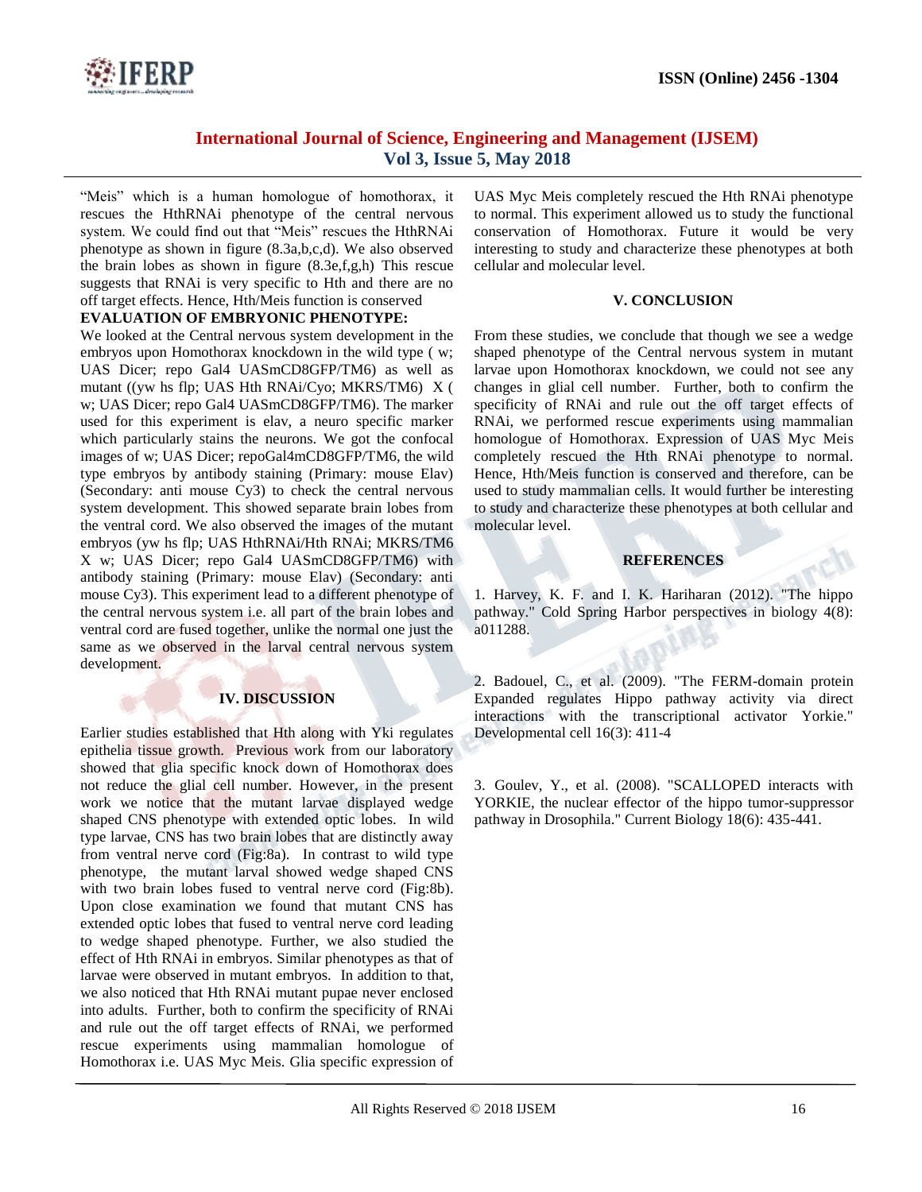"Meis" which is a human homologue of homothorax, it rescues the HthRNAi phenotype of the central nervous system. We could find out that "Meis" rescues the HthRNAi phenotype as shown in figure (8.3a,b,c,d). We also observed the brain lobes as shown in figure (8.3e,f,g,h) This rescue suggests that RNAi is very specific to Hth and there are no off target effects. Hence, Hth/Meis function is conserved

**EVALUATION OF EMBRYONIC PHENOTYPE:**

We looked at the Central nervous system development in the embryos upon Homothorax knockdown in the wild type ( w; UAS Dicer; repo Gal4 UASmCD8GFP/TM6) as well as mutant ((yw hs flp; UAS Hth RNAi/Cyo; MKRS/TM6) X ( w; UAS Dicer; repo Gal4 UASmCD8GFP/TM6). The marker used for this experiment is elav, a neuro specific marker which particularly stains the neurons. We got the confocal images of w; UAS Dicer; repoGal4mCD8GFP/TM6, the wild type embryos by antibody staining (Primary: mouse Elav) (Secondary: anti mouse Cy3) to check the central nervous system development. This showed separate brain lobes from the ventral cord. We also observed the images of the mutant embryos (yw hs flp; UAS HthRNAi/Hth RNAi; MKRS/TM6 X w; UAS Dicer; repo Gal4 UASmCD8GFP/TM6) with antibody staining (Primary: mouse Elav) (Secondary: anti mouse Cy3). This experiment lead to a different phenotype of the central nervous system i.e. all part of the brain lobes and ventral cord are fused together, unlike the normal one just the same as we observed in the larval central nervous system development.

## IV. DISCUSSION

Earlier studies established that Hth along with Yki regulates epithelia tissue growth. Previous work from our laboratory showed that glia specific knock down of Homothorax does not reduce the glial cell number. However, in the present work we notice that the mutant larvae displayed wedge shaped CNS phenotype with extended optic lobes. In wild type larvae, CNS has two brain lobes that are distinctly away from ventral nerve cord (Fig:8a). In contrast to wild type phenotype, the mutant larval showed wedge shaped CNS with two brain lobes fused to ventral nerve cord (Fig:8b). Upon close examination we found that mutant CNS has extended optic lobes that fused to ventral nerve cord leading to wedge shaped phenotype. Further, we also studied the effect of Hth RNAi in embryos. Similar phenotypes as that of larvae were observed in mutant embryos. In addition to that, we also noticed that Hth RNAi mutant pupae never enclosed into adults. Further, both to confirm the specificity of RNAi and rule out the off target effects of RNAi, we performed rescue experiments using mammalian homologue of Homothorax i.e. UAS Myc Meis. Glia specific expression of UAS Myc Meis completely rescued the Hth RNAi phenotype to normal. This experiment allowed us to study the functional conservation of Homothorax. Future it would be very interesting to study and characterize these phenotypes at both cellular and molecular level.

## V. CONCLUSION

From these studies, we conclude that though we see a wedge shaped phenotype of the Central nervous system in mutant larvae upon Homothorax knockdown, we could not see any changes in glial cell number. Further, both to confirm the specificity of RNAi and rule out the off target effects of RNAi, we performed rescue experiments using mammalian homologue of Homothorax. Expression of UAS Myc Meis completely rescued the Hth RNAi phenotype to normal. Hence, Hth/Meis function is conserved and therefore, can be used to study mammalian cells. It would further be interesting to study and characterize these phenotypes at both cellular and molecular level.

## REFERENCES

1. Harvey, K. F. and I. K. Hariharan (2012). "The hippo pathway." Cold Spring Harbor perspectives in biology 4(8): a011288.

2. Badouel, C., et al. (2009). "The FERM-domain protein Expanded regulates Hippo pathway activity via direct interactions with the transcriptional activator Yorkie." Developmental cell 16(3): 411-4

3. Goulev, Y., et al. (2008). "SCALLOPED interacts with YORKIE, the nuclear effector of the hippo tumor-suppressor pathway in Drosophila." Current Biology 18(6): 435-441.